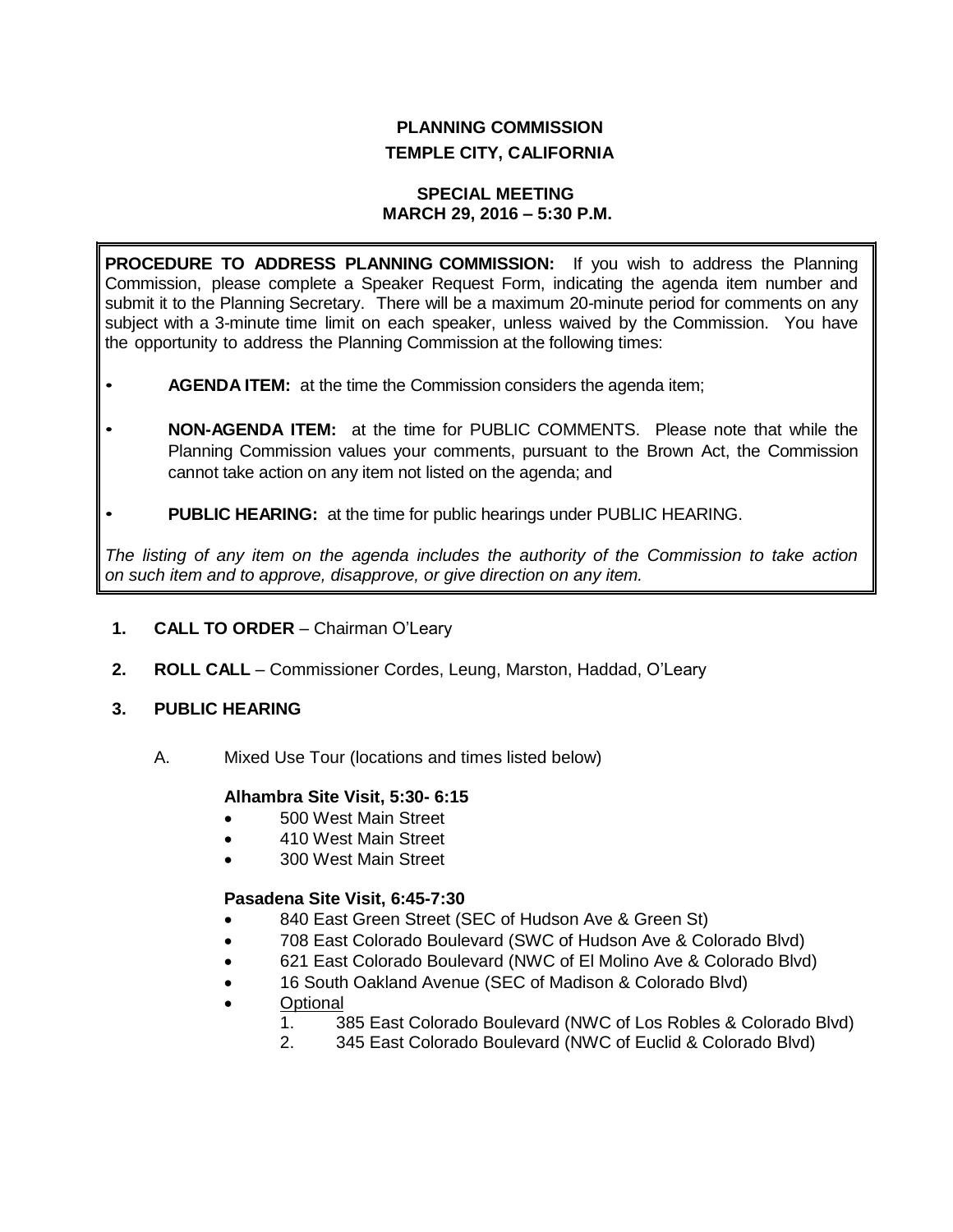# PLANNING COMMISSION
## TEMPLE CITY, CALIFORNIA

### SPECIAL MEETING
### MARCH 29, 2016 – 5:30 P.M.

**PROCEDURE TO ADDRESS PLANNING COMMISSION:** If you wish to address the Planning Commission, please complete a Speaker Request Form, indicating the agenda item number and submit it to the Planning Secretary. There will be a maximum 20-minute period for comments on any subject with a 3-minute time limit on each speaker, unless waived by the Commission. You have the opportunity to address the Planning Commission at the following times:

- **AGENDA ITEM:** at the time the Commission considers the agenda item;
- **NON-AGENDA ITEM:** at the time for PUBLIC COMMENTS. Please note that while the Planning Commission values your comments, pursuant to the Brown Act, the Commission cannot take action on any item not listed on the agenda; and
- **PUBLIC HEARING:** at the time for public hearings under PUBLIC HEARING.

*The listing of any item on the agenda includes the authority of the Commission to take action on such item and to approve, disapprove, or give direction on any item.*

1. **CALL TO ORDER** – Chairman O'Leary

2. **ROLL CALL** – Commissioner Cordes, Leung, Marston, Haddad, O'Leary

3. **PUBLIC HEARING**

   A. Mixed Use Tour (locations and times listed below)

   **Alhambra Site Visit, 5:30- 6:15**
   - 500 West Main Street
   - 410 West Main Street
   - 300 West Main Street

   **Pasadena Site Visit, 6:45-7:30**
   - 840 East Green Street (SEC of Hudson Ave & Green St)
   - 708 East Colorado Boulevard (SWC of Hudson Ave & Colorado Blvd)
   - 621 East Colorado Boulevard (NWC of El Molino Ave & Colorado Blvd)
   - 16 South Oakland Avenue (SEC of Madison & Colorado Blvd)
   - Optional
     1. 385 East Colorado Boulevard (NWC of Los Robles & Colorado Blvd)
     2. 345 East Colorado Boulevard (NWC of Euclid & Colorado Blvd)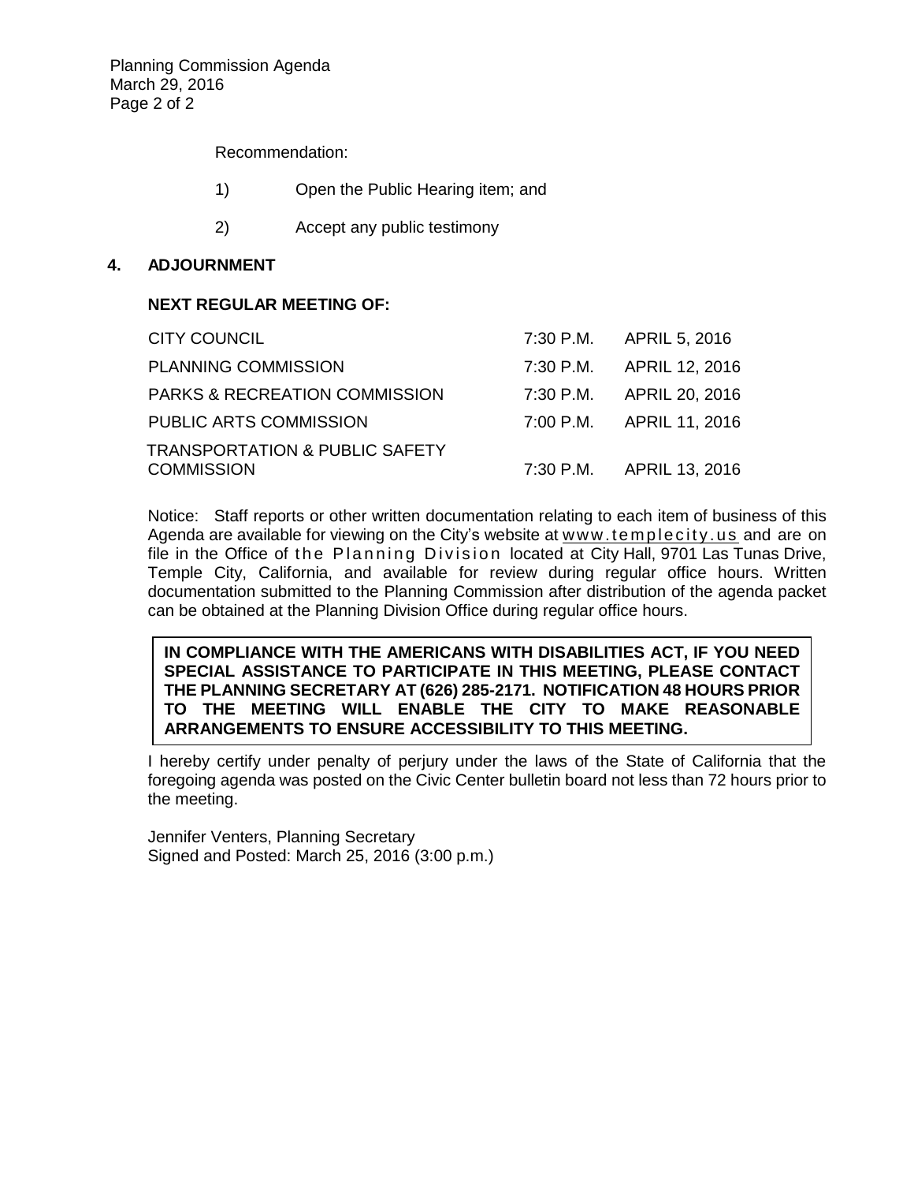Recommendation:

1) Open the Public Hearing item; and

2) Accept any public testimony

## 4. ADJOURNMENT

**NEXT REGULAR MEETING OF:**

| | | |
|---|---|---|
| CITY COUNCIL | 7:30 P.M. | APRIL 5, 2016 |
| PLANNING COMMISSION | 7:30 P.M. | APRIL 12, 2016 |
| PARKS & RECREATION COMMISSION | 7:30 P.M. | APRIL 20, 2016 |
| PUBLIC ARTS COMMISSION | 7:00 P.M. | APRIL 11, 2016 |
| TRANSPORTATION & PUBLIC SAFETY COMMISSION | 7:30 P.M. | APRIL 13, 2016 |

Notice: Staff reports or other written documentation relating to each item of business of this Agenda are available for viewing on the City's website at www.templecity.us and are on file in the Office of the Planning Division located at City Hall, 9701 Las Tunas Drive, Temple City, California, and available for review during regular office hours. Written documentation submitted to the Planning Commission after distribution of the agenda packet can be obtained at the Planning Division Office during regular office hours.

**IN COMPLIANCE WITH THE AMERICANS WITH DISABILITIES ACT, IF YOU NEED SPECIAL ASSISTANCE TO PARTICIPATE IN THIS MEETING, PLEASE CONTACT THE PLANNING SECRETARY AT (626) 285-2171. NOTIFICATION 48 HOURS PRIOR TO THE MEETING WILL ENABLE THE CITY TO MAKE REASONABLE ARRANGEMENTS TO ENSURE ACCESSIBILITY TO THIS MEETING.**

I hereby certify under penalty of perjury under the laws of the State of California that the foregoing agenda was posted on the Civic Center bulletin board not less than 72 hours prior to the meeting.

Jennifer Venters, Planning Secretary
Signed and Posted: March 25, 2016 (3:00 p.m.)